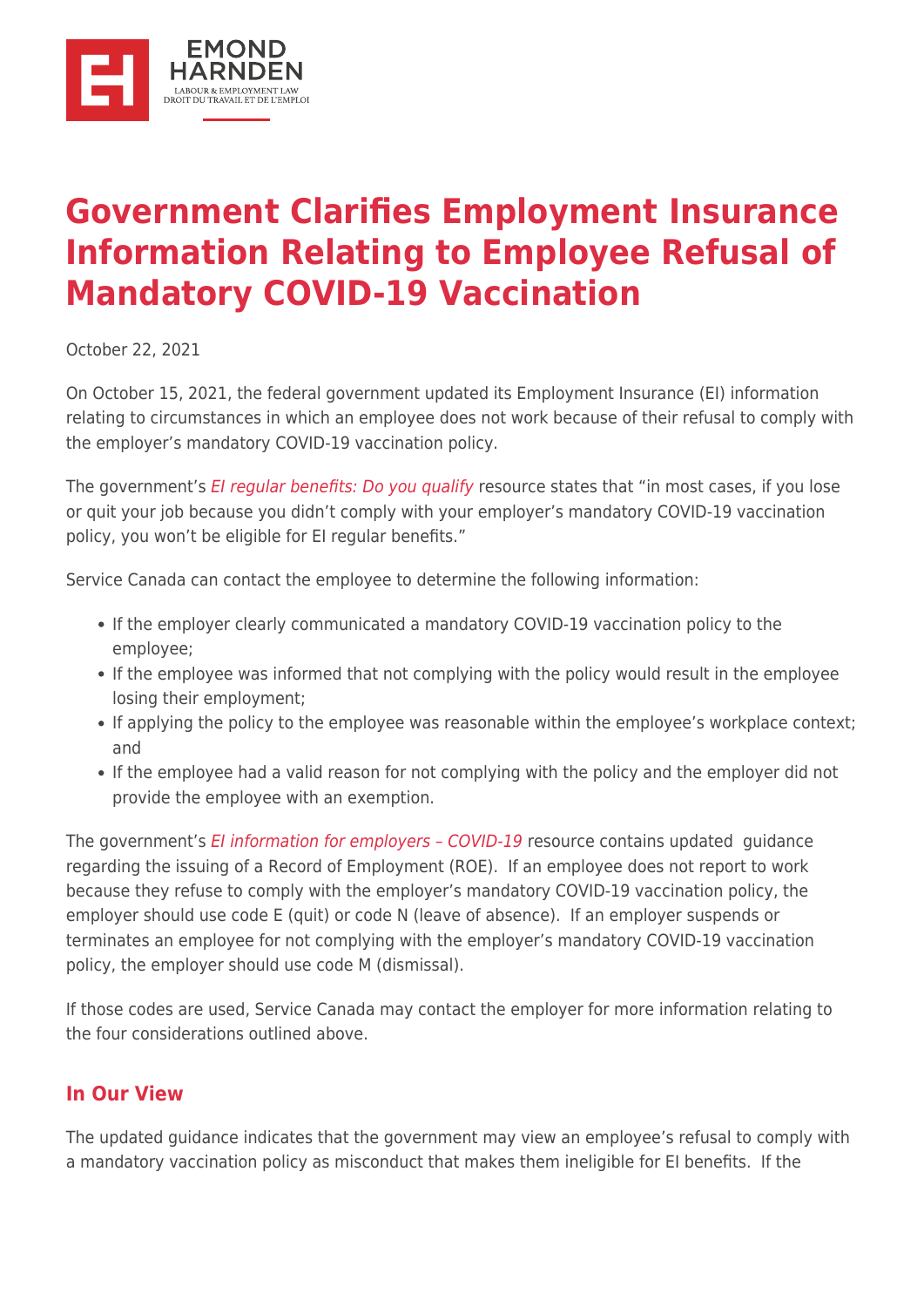# Government Clarifies Employment Insurance Information Relating to Employee Refusal of Mandatory COVID-19 Vaccination

October 22, 2021

On October 15, 2021, the federal government updated its Employment Insurance (EI) information relating to circumstances in which an employee does not work because of their refusal to comply with the employer's mandatory COVID-19 vaccination policy.

The government's *EI regular benefits: Do you qualify* resource states that "in most cases, if you lose or quit your job because you didn't comply with your employer's mandatory COVID-19 vaccination policy, you won't be eligible for EI regular benefits."

Service Canada can contact the employee to determine the following information:

- If the employer clearly communicated a mandatory COVID-19 vaccination policy to the employee;
- If the employee was informed that not complying with the policy would result in the employee losing their employment;
- If applying the policy to the employee was reasonable within the employee's workplace context; and
- If the employee had a valid reason for not complying with the policy and the employer did not provide the employee with an exemption.

The government's *EI information for employers – COVID-19* resource contains updated guidance regarding the issuing of a Record of Employment (ROE). If an employee does not report to work because they refuse to comply with the employer's mandatory COVID-19 vaccination policy, the employer should use code E (quit) or code N (leave of absence). If an employer suspends or terminates an employee for not complying with the employer's mandatory COVID-19 vaccination policy, the employer should use code M (dismissal).

If those codes are used, Service Canada may contact the employer for more information relating to the four considerations outlined above.

## In Our View

The updated guidance indicates that the government may view an employee's refusal to comply with a mandatory vaccination policy as misconduct that makes them ineligible for EI benefits. If the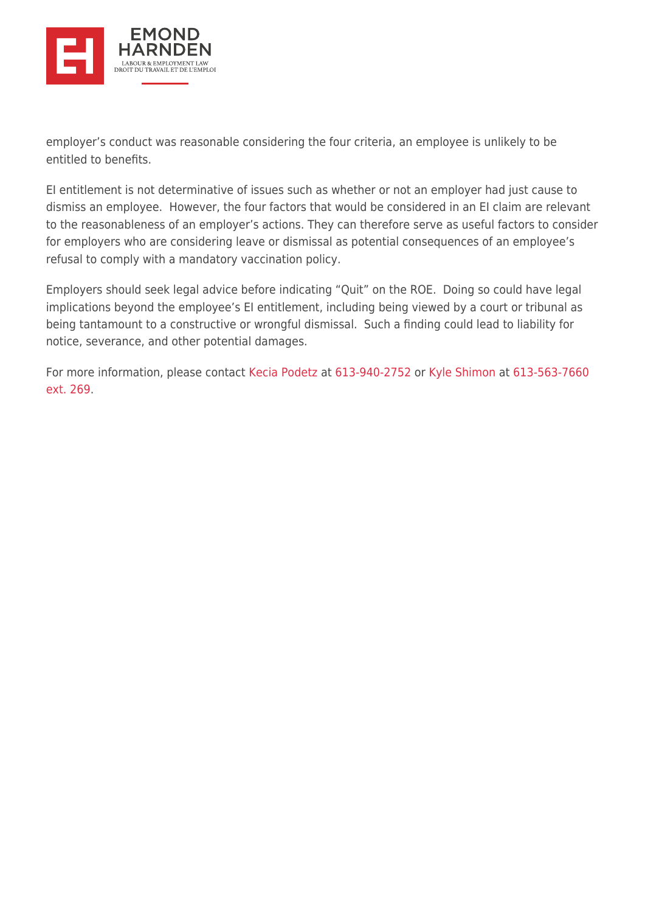employer's conduct was reasonable considering the four criteria, an employee is unlikely to be entitled to benefits.

EI entitlement is not determinative of issues such as whether or not an employer had just cause to dismiss an employee. However, the four factors that would be considered in an EI claim are relevant to the reasonableness of an employer's actions. They can therefore serve as useful factors to consider for employers who are considering leave or dismissal as potential consequences of an employee's refusal to comply with a mandatory vaccination policy.

Employers should seek legal advice before indicating "Quit" on the ROE. Doing so could have legal implications beyond the employee's EI entitlement, including being viewed by a court or tribunal as being tantamount to a constructive or wrongful dismissal. Such a finding could lead to liability for notice, severance, and other potential damages.

For more information, please contact Kecia Podetz at 613-940-2752 or Kyle Shimon at 613-563-7660 ext. 269.